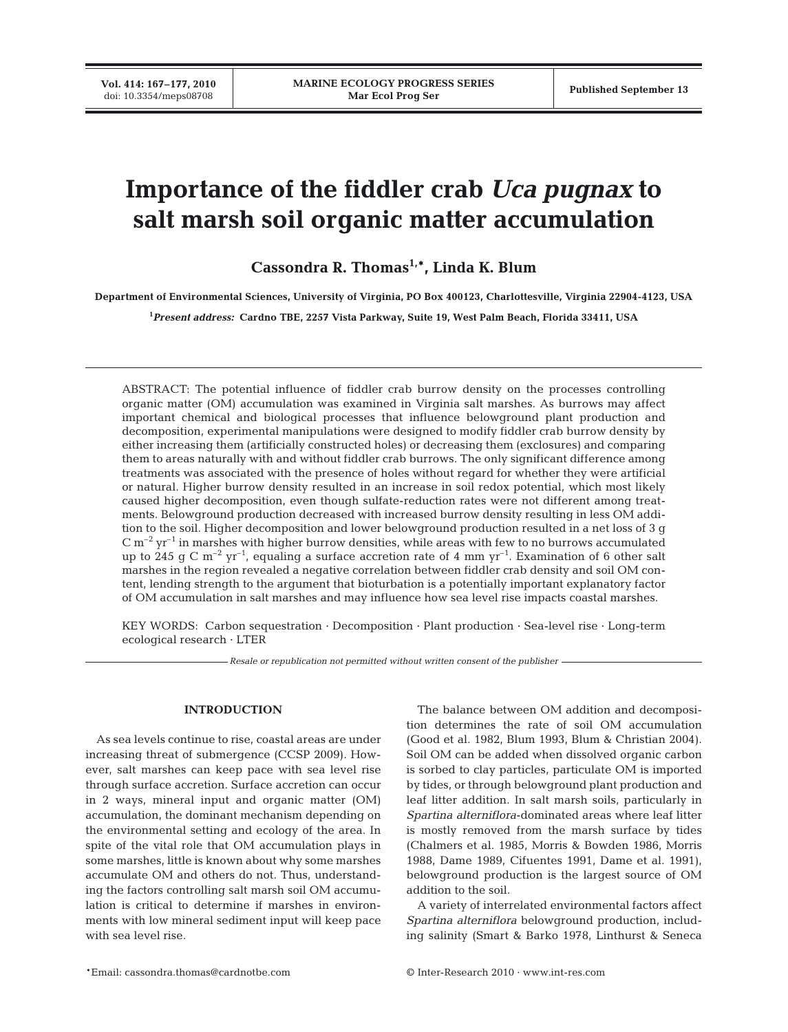# Importance of the fiddler crab *Uca pugnax* to salt marsh soil organic matter accumulation

**Cassondra R. Thomas[1,*], Linda K. Blum**

Department of Environmental Sciences, University of Virginia, PO Box 400123, Charlottesville, Virginia 22904-4123, USA

[1]*Present address:* Cardno TBE, 2257 Vista Parkway, Suite 19, West Palm Beach, Florida 33411, USA

ABSTRACT: The potential influence of fiddler crab burrow density on the processes controlling organic matter (OM) accumulation was examined in Virginia salt marshes. As burrows may affect important chemical and biological processes that influence belowground plant production and decomposition, experimental manipulations were designed to modify fiddler crab burrow density by either increasing them (artificially constructed holes) or decreasing them (exclosures) and comparing them to areas naturally with and without fiddler crab burrows. The only significant difference among treatments was associated with the presence of holes without regard for whether they were artificial or natural. Higher burrow density resulted in an increase in soil redox potential, which most likely caused higher decomposition, even though sulfate-reduction rates were not different among treatments. Belowground production decreased with increased burrow density resulting in less OM addition to the soil. Higher decomposition and lower belowground production resulted in a net loss of 3 g C $m^{-2}$ $yr^{-1}$ in marshes with higher burrow densities, while areas with few to no burrows accumulated up to 245 g C $m^{-2}$ $yr^{-1}$, equaling a surface accretion rate of 4 mm $yr^{-1}$. Examination of 6 other salt marshes in the region revealed a negative correlation between fiddler crab density and soil OM content, lending strength to the argument that bioturbation is a potentially important explanatory factor of OM accumulation in salt marshes and may influence how sea level rise impacts coastal marshes.

KEY WORDS: Carbon sequestration · Decomposition · Plant production · Sea-level rise · Long-term ecological research · LTER

*Resale or republication not permitted without written consent of the publisher*

## INTRODUCTION

As sea levels continue to rise, coastal areas are under increasing threat of submergence (CCSP 2009). However, salt marshes can keep pace with sea level rise through surface accretion. Surface accretion can occur in 2 ways, mineral input and organic matter (OM) accumulation, the dominant mechanism depending on the environmental setting and ecology of the area. In spite of the vital role that OM accumulation plays in some marshes, little is known about why some marshes accumulate OM and others do not. Thus, understanding the factors controlling salt marsh soil OM accumulation is critical to determine if marshes in environments with low mineral sediment input will keep pace with sea level rise.

The balance between OM addition and decomposition determines the rate of soil OM accumulation (Good et al. 1982, Blum 1993, Blum & Christian 2004). Soil OM can be added when dissolved organic carbon is sorbed to clay particles, particulate OM is imported by tides, or through belowground plant production and leaf litter addition. In salt marsh soils, particularly in *Spartina alterniflora*-dominated areas where leaf litter is mostly removed from the marsh surface by tides (Chalmers et al. 1985, Morris & Bowden 1986, Morris 1988, Dame 1989, Cifuentes 1991, Dame et al. 1991), belowground production is the largest source of OM addition to the soil.

A variety of interrelated environmental factors affect *Spartina alterniflora* belowground production, including salinity (Smart & Barko 1978, Linthurst & Seneca

*Email: cassondra.thomas@cardnotbe.com

© Inter-Research 2010 · www.int-res.com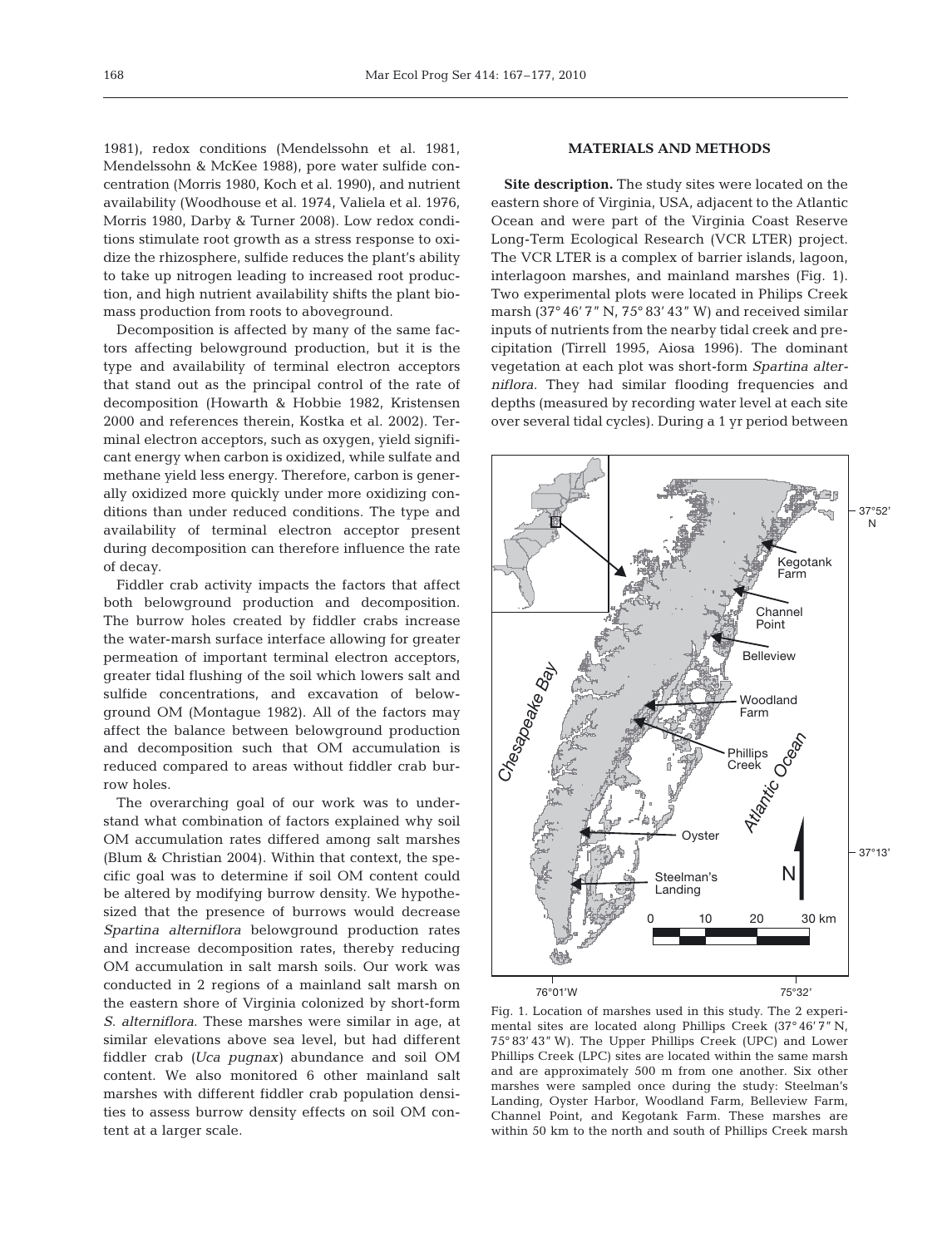1981), redox conditions (Mendelssohn et al. 1981, Mendelssohn & McKee 1988), pore water sulfide concentration (Morris 1980, Koch et al. 1990), and nutrient availability (Woodhouse et al. 1974, Valiela et al. 1976, Morris 1980, Darby & Turner 2008). Low redox conditions stimulate root growth as a stress response to oxidize the rhizosphere, sulfide reduces the plant's ability to take up nitrogen leading to increased root production, and high nutrient availability shifts the plant biomass production from roots to aboveground.

Decomposition is affected by many of the same factors affecting belowground production, but it is the type and availability of terminal electron acceptors that stand out as the principal control of the rate of decomposition (Howarth & Hobbie 1982, Kristensen 2000 and references therein, Kostka et al. 2002). Terminal electron acceptors, such as oxygen, yield significant energy when carbon is oxidized, while sulfate and methane yield less energy. Therefore, carbon is generally oxidized more quickly under more oxidizing conditions than under reduced conditions. The type and availability of terminal electron acceptor present during decomposition can therefore influence the rate of decay.

Fiddler crab activity impacts the factors that affect both belowground production and decomposition. The burrow holes created by fiddler crabs increase the water-marsh surface interface allowing for greater permeation of important terminal electron acceptors, greater tidal flushing of the soil which lowers salt and sulfide concentrations, and excavation of belowground OM (Montague 1982). All of the factors may affect the balance between belowground production and decomposition such that OM accumulation is reduced compared to areas without fiddler crab burrow holes.

The overarching goal of our work was to understand what combination of factors explained why soil OM accumulation rates differed among salt marshes (Blum & Christian 2004). Within that context, the specific goal was to determine if soil OM content could be altered by modifying burrow density. We hypothesized that the presence of burrows would decrease *Spartina alterniflora* belowground production rates and increase decomposition rates, thereby reducing OM accumulation in salt marsh soils. Our work was conducted in 2 regions of a mainland salt marsh on the eastern shore of Virginia colonized by short-form *S. alterniflora*. These marshes were similar in age, at similar elevations above sea level, but had different fiddler crab (*Uca pugnax*) abundance and soil OM content. We also monitored 6 other mainland salt marshes with different fiddler crab population densities to assess burrow density effects on soil OM content at a larger scale.

## MATERIALS AND METHODS

**Site description.** The study sites were located on the eastern shore of Virginia, USA, adjacent to the Atlantic Ocean and were part of the Virginia Coast Reserve Long-Term Ecological Research (VCR LTER) project. The VCR LTER is a complex of barrier islands, lagoon, interlagoon marshes, and mainland marshes (Fig. 1). Two experimental plots were located in Philips Creek marsh (37° 46′ 7″ N, 75° 83′ 43″ W) and received similar inputs of nutrients from the nearby tidal creek and precipitation (Tirrell 1995, Aiosa 1996). The dominant vegetation at each plot was short-form *Spartina alterniflora*. They had similar flooding frequencies and depths (measured by recording water level at each site over several tidal cycles). During a 1 yr period between

Fig. 1. Location of marshes used in this study. The 2 experimental sites are located along Phillips Creek (37° 46′ 7″ N, 75° 83′ 43″ W). The Upper Phillips Creek (UPC) and Lower Phillips Creek (LPC) sites are located within the same marsh and are approximately 500 m from one another. Six other marshes were sampled once during the study: Steelman's Landing, Oyster Harbor, Woodland Farm, Belleview Farm, Channel Point, and Kegotank Farm. These marshes are within 50 km to the north and south of Phillips Creek marsh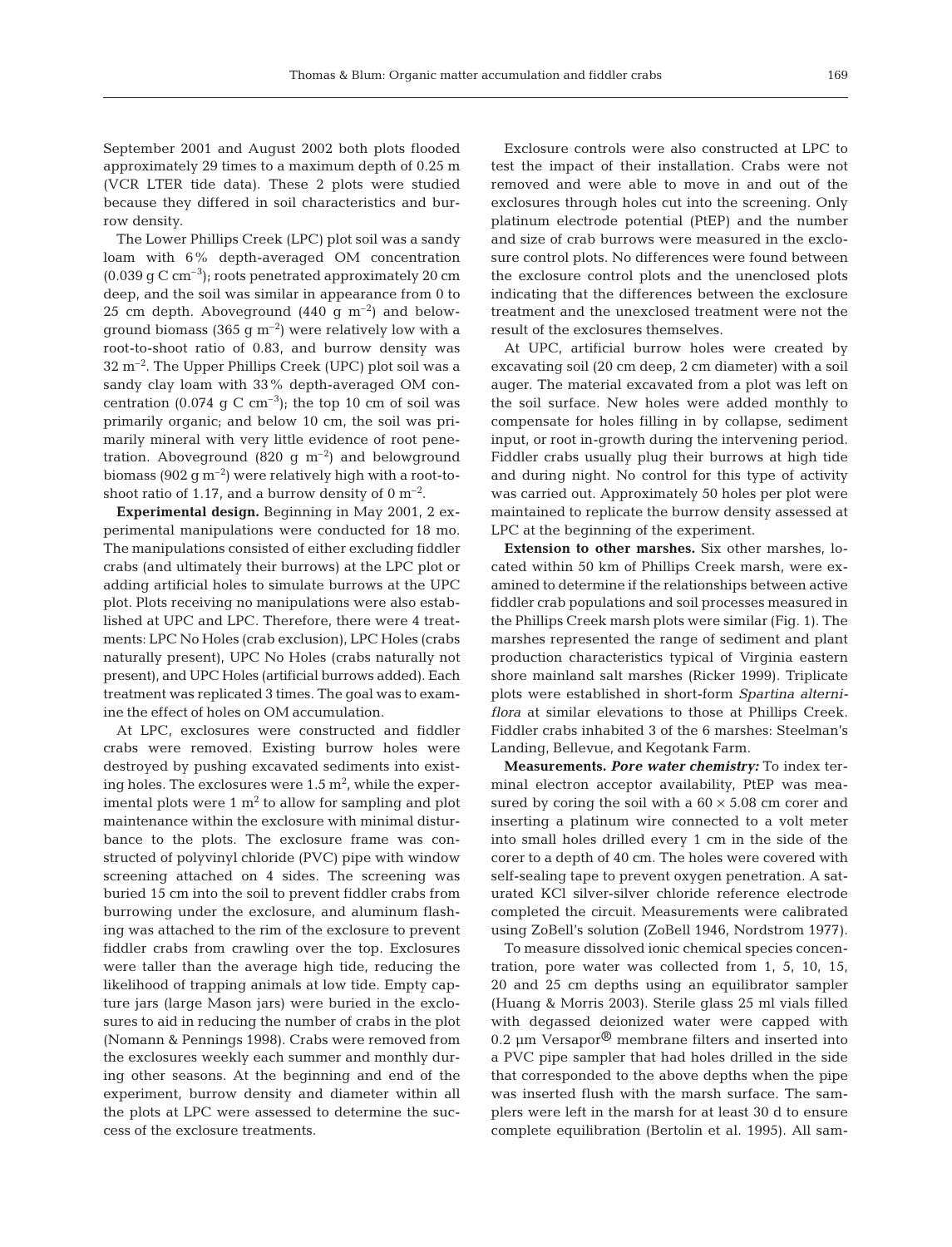September 2001 and August 2002 both plots flooded approximately 29 times to a maximum depth of 0.25 m (VCR LTER tide data). These 2 plots were studied because they differed in soil characteristics and burrow density.

The Lower Phillips Creek (LPC) plot soil was a sandy loam with 6% depth-averaged OM concentration (0.039 g C $cm^{-3}$); roots penetrated approximately 20 cm deep, and the soil was similar in appearance from 0 to 25 cm depth. Aboveground (440 g $m^{-2}$) and belowground biomass (365 g $m^{-2}$) were relatively low with a root-to-shoot ratio of 0.83, and burrow density was 32 $m^{-2}$. The Upper Phillips Creek (UPC) plot soil was a sandy clay loam with 33% depth-averaged OM concentration (0.074 g C $cm^{-3}$); the top 10 cm of soil was primarily organic; and below 10 cm, the soil was primarily mineral with very little evidence of root penetration. Aboveground (820 g $m^{-2}$) and belowground biomass (902 g $m^{-2}$) were relatively high with a root-to-shoot ratio of 1.17, and a burrow density of 0 $m^{-2}$.

**Experimental design.** Beginning in May 2001, 2 experimental manipulations were conducted for 18 mo. The manipulations consisted of either excluding fiddler crabs (and ultimately their burrows) at the LPC plot or adding artificial holes to simulate burrows at the UPC plot. Plots receiving no manipulations were also established at UPC and LPC. Therefore, there were 4 treatments: LPC No Holes (crab exclusion), LPC Holes (crabs naturally present), UPC No Holes (crabs naturally not present), and UPC Holes (artificial burrows added). Each treatment was replicated 3 times. The goal was to examine the effect of holes on OM accumulation.

At LPC, exclosures were constructed and fiddler crabs were removed. Existing burrow holes were destroyed by pushing excavated sediments into existing holes. The exclosures were 1.5 $m^2$, while the experimental plots were 1 $m^2$ to allow for sampling and plot maintenance within the exclosure with minimal disturbance to the plots. The exclosure frame was constructed of polyvinyl chloride (PVC) pipe with window screening attached on 4 sides. The screening was buried 15 cm into the soil to prevent fiddler crabs from burrowing under the exclosure, and aluminum flashing was attached to the rim of the exclosure to prevent fiddler crabs from crawling over the top. Exclosures were taller than the average high tide, reducing the likelihood of trapping animals at low tide. Empty capture jars (large Mason jars) were buried in the exclosures to aid in reducing the number of crabs in the plot (Nomann & Pennings 1998). Crabs were removed from the exclosures weekly each summer and monthly during other seasons. At the beginning and end of the experiment, burrow density and diameter within all the plots at LPC were assessed to determine the success of the exclosure treatments.

Exclosure controls were also constructed at LPC to test the impact of their installation. Crabs were not removed and were able to move in and out of the exclosures through holes cut into the screening. Only platinum electrode potential (PtEP) and the number and size of crab burrows were measured in the exclosure control plots. No differences were found between the exclosure control plots and the unenclosed plots indicating that the differences between the exclosure treatment and the unexclosed treatment were not the result of the exclosures themselves.

At UPC, artificial burrow holes were created by excavating soil (20 cm deep, 2 cm diameter) with a soil auger. The material excavated from a plot was left on the soil surface. New holes were added monthly to compensate for holes filling in by collapse, sediment input, or root in-growth during the intervening period. Fiddler crabs usually plug their burrows at high tide and during night. No control for this type of activity was carried out. Approximately 50 holes per plot were maintained to replicate the burrow density assessed at LPC at the beginning of the experiment.

**Extension to other marshes.** Six other marshes, located within 50 km of Phillips Creek marsh, were examined to determine if the relationships between active fiddler crab populations and soil processes measured in the Phillips Creek marsh plots were similar (Fig. 1). The marshes represented the range of sediment and plant production characteristics typical of Virginia eastern shore mainland salt marshes (Ricker 1999). Triplicate plots were established in short-form *Spartina alterniflora* at similar elevations to those at Phillips Creek. Fiddler crabs inhabited 3 of the 6 marshes: Steelman's Landing, Bellevue, and Kegotank Farm.

**Measurements.** ***Pore water chemistry:*** To index terminal electron acceptor availability, PtEP was measured by coring the soil with a 60 × 5.08 cm corer and inserting a platinum wire connected to a volt meter into small holes drilled every 1 cm in the side of the corer to a depth of 40 cm. The holes were covered with self-sealing tape to prevent oxygen penetration. A saturated KCl silver-silver chloride reference electrode completed the circuit. Measurements were calibrated using ZoBell's solution (ZoBell 1946, Nordstrom 1977).

To measure dissolved ionic chemical species concentration, pore water was collected from 1, 5, 10, 15, 20 and 25 cm depths using an equilibrator sampler (Huang & Morris 2003). Sterile glass 25 ml vials filled with degassed deionized water were capped with 0.2 µm Versapor® membrane filters and inserted into a PVC pipe sampler that had holes drilled in the side that corresponded to the above depths when the pipe was inserted flush with the marsh surface. The samplers were left in the marsh for at least 30 d to ensure complete equilibration (Bertolin et al. 1995). All sam-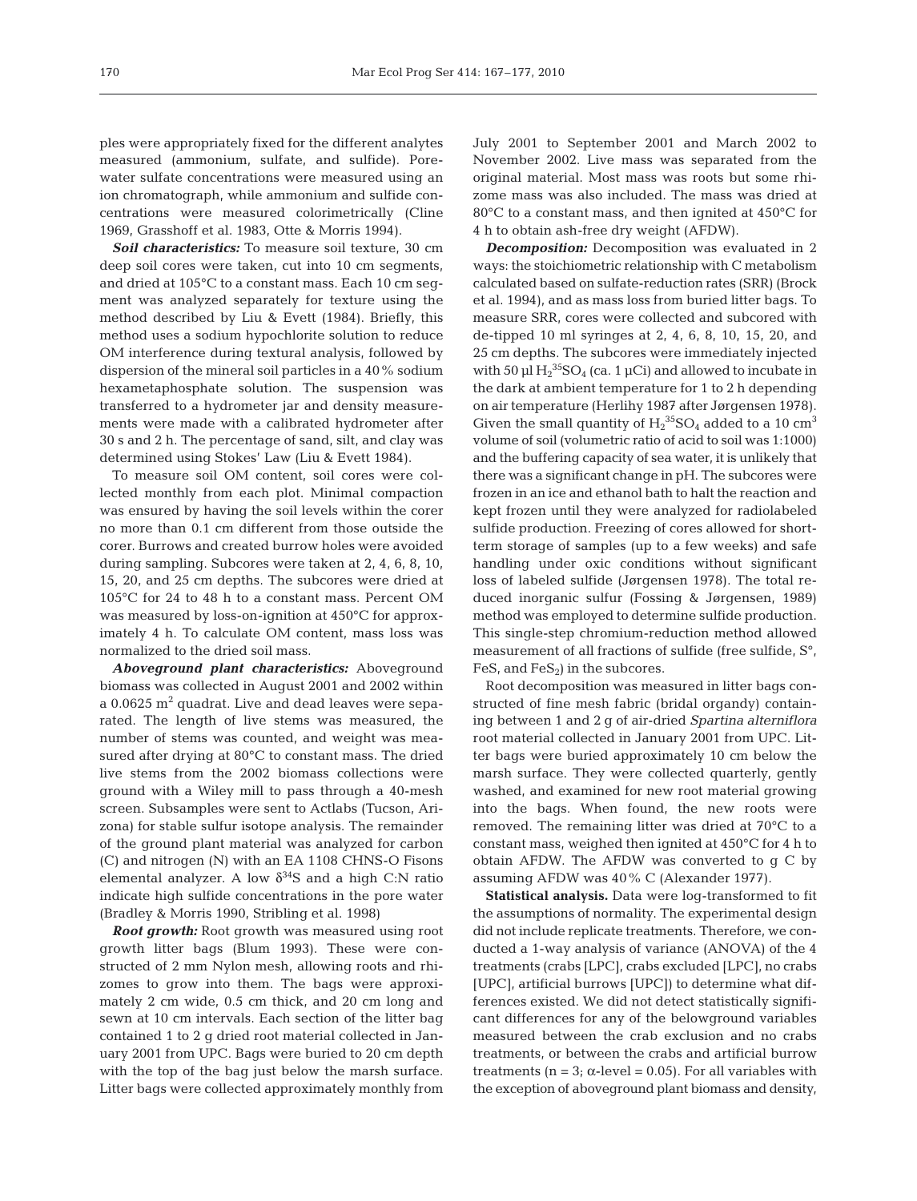ples were appropriately fixed for the different analytes measured (ammonium, sulfate, and sulfide). Porewater sulfate concentrations were measured using an ion chromatograph, while ammonium and sulfide concentrations were measured colorimetrically (Cline 1969, Grasshoff et al. 1983, Otte & Morris 1994).

***Soil characteristics:*** To measure soil texture, 30 cm deep soil cores were taken, cut into 10 cm segments, and dried at 105°C to a constant mass. Each 10 cm segment was analyzed separately for texture using the method described by Liu & Evett (1984). Briefly, this method uses a sodium hypochlorite solution to reduce OM interference during textural analysis, followed by dispersion of the mineral soil particles in a 40% sodium hexametaphosphate solution. The suspension was transferred to a hydrometer jar and density measurements were made with a calibrated hydrometer after 30 s and 2 h. The percentage of sand, silt, and clay was determined using Stokes' Law (Liu & Evett 1984).

To measure soil OM content, soil cores were collected monthly from each plot. Minimal compaction was ensured by having the soil levels within the corer no more than 0.1 cm different from those outside the corer. Burrows and created burrow holes were avoided during sampling. Subcores were taken at 2, 4, 6, 8, 10, 15, 20, and 25 cm depths. The subcores were dried at 105°C for 24 to 48 h to a constant mass. Percent OM was measured by loss-on-ignition at 450°C for approximately 4 h. To calculate OM content, mass loss was normalized to the dried soil mass.

***Aboveground plant characteristics:*** Aboveground biomass was collected in August 2001 and 2002 within a 0.0625 $m^2$ quadrat. Live and dead leaves were separated. The length of live stems was measured, the number of stems was counted, and weight was measured after drying at 80°C to constant mass. The dried live stems from the 2002 biomass collections were ground with a Wiley mill to pass through a 40-mesh screen. Subsamples were sent to Actlabs (Tucson, Arizona) for stable sulfur isotope analysis. The remainder of the ground plant material was analyzed for carbon (C) and nitrogen (N) with an EA 1108 CHNS-O Fisons elemental analyzer. A low $\delta^{34}S$ and a high C:N ratio indicate high sulfide concentrations in the pore water (Bradley & Morris 1990, Stribling et al. 1998)

***Root growth:*** Root growth was measured using root growth litter bags (Blum 1993). These were constructed of 2 mm Nylon mesh, allowing roots and rhizomes to grow into them. The bags were approximately 2 cm wide, 0.5 cm thick, and 20 cm long and sewn at 10 cm intervals. Each section of the litter bag contained 1 to 2 g dried root material collected in January 2001 from UPC. Bags were buried to 20 cm depth with the top of the bag just below the marsh surface. Litter bags were collected approximately monthly from July 2001 to September 2001 and March 2002 to November 2002. Live mass was separated from the original material. Most mass was roots but some rhizome mass was also included. The mass was dried at 80°C to a constant mass, and then ignited at 450°C for 4 h to obtain ash-free dry weight (AFDW).

***Decomposition:*** Decomposition was evaluated in 2 ways: the stoichiometric relationship with C metabolism calculated based on sulfate-reduction rates (SRR) (Brock et al. 1994), and as mass loss from buried litter bags. To measure SRR, cores were collected and subcored with de-tipped 10 ml syringes at 2, 4, 6, 8, 10, 15, 20, and 25 cm depths. The subcores were immediately injected with 50 µl $H_2{}^{35}SO_4$ (ca. 1 µCi) and allowed to incubate in the dark at ambient temperature for 1 to 2 h depending on air temperature (Herlihy 1987 after Jørgensen 1978). Given the small quantity of $H_2{}^{35}SO_4$ added to a 10 $cm^3$ volume of soil (volumetric ratio of acid to soil was 1:1000) and the buffering capacity of sea water, it is unlikely that there was a significant change in pH. The subcores were frozen in an ice and ethanol bath to halt the reaction and kept frozen until they were analyzed for radiolabeled sulfide production. Freezing of cores allowed for short-term storage of samples (up to a few weeks) and safe handling under oxic conditions without significant loss of labeled sulfide (Jørgensen 1978). The total reduced inorganic sulfur (Fossing & Jørgensen, 1989) method was employed to determine sulfide production. This single-step chromium-reduction method allowed measurement of all fractions of sulfide (free sulfide, S°, FeS, and $FeS_2$) in the subcores.

Root decomposition was measured in litter bags constructed of fine mesh fabric (bridal organdy) containing between 1 and 2 g of air-dried *Spartina alterniflora* root material collected in January 2001 from UPC. Litter bags were buried approximately 10 cm below the marsh surface. They were collected quarterly, gently washed, and examined for new root material growing into the bags. When found, the new roots were removed. The remaining litter was dried at 70°C to a constant mass, weighed then ignited at 450°C for 4 h to obtain AFDW. The AFDW was converted to g C by assuming AFDW was 40% C (Alexander 1977).

**Statistical analysis.** Data were log-transformed to fit the assumptions of normality. The experimental design did not include replicate treatments. Therefore, we conducted a 1-way analysis of variance (ANOVA) of the 4 treatments (crabs [LPC], crabs excluded [LPC], no crabs [UPC], artificial burrows [UPC]) to determine what differences existed. We did not detect statistically significant differences for any of the belowground variables measured between the crab exclusion and no crabs treatments, or between the crabs and artificial burrow treatments ($n = 3$; $\alpha$-level = 0.05). For all variables with the exception of aboveground plant biomass and density,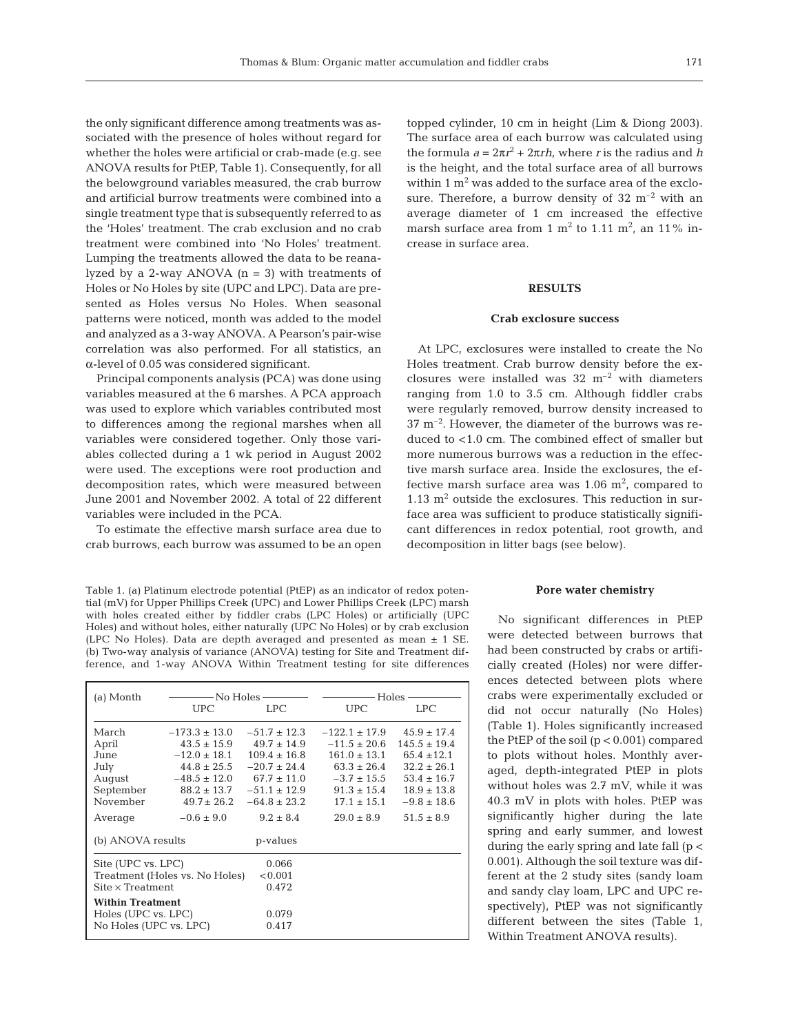the only significant difference among treatments was associated with the presence of holes without regard for whether the holes were artificial or crab-made (e.g. see ANOVA results for PtEP, Table 1). Consequently, for all the belowground variables measured, the crab burrow and artificial burrow treatments were combined into a single treatment type that is subsequently referred to as the 'Holes' treatment. The crab exclusion and no crab treatment were combined into 'No Holes' treatment. Lumping the treatments allowed the data to be reanalyzed by a 2-way ANOVA ($n = 3$) with treatments of Holes or No Holes by site (UPC and LPC). Data are presented as Holes versus No Holes. When seasonal patterns were noticed, month was added to the model and analyzed as a 3-way ANOVA. A Pearson's pair-wise correlation was also performed. For all statistics, an $\alpha$-level of 0.05 was considered significant.

Principal components analysis (PCA) was done using variables measured at the 6 marshes. A PCA approach was used to explore which variables contributed most to differences among the regional marshes when all variables were considered together. Only those variables collected during a 1 wk period in August 2002 were used. The exceptions were root production and decomposition rates, which were measured between June 2001 and November 2002. A total of 22 different variables were included in the PCA.

To estimate the effective marsh surface area due to crab burrows, each burrow was assumed to be an open topped cylinder, 10 cm in height (Lim & Diong 2003). The surface area of each burrow was calculated using the formula $a = 2\pi r^2 + 2\pi rh$, where $r$ is the radius and $h$ is the height, and the total surface area of all burrows within 1 $m^2$ was added to the surface area of the exclosure. Therefore, a burrow density of 32 $m^{-2}$ with an average diameter of 1 cm increased the effective marsh surface area from 1 $m^2$ to 1.11 $m^2$, an 11% increase in surface area.

## RESULTS

### Crab exclosure success

At LPC, exclosures were installed to create the No Holes treatment. Crab burrow density before the exclosures were installed was 32 $m^{-2}$ with diameters ranging from 1.0 to 3.5 cm. Although fiddler crabs were regularly removed, burrow density increased to 37 $m^{-2}$. However, the diameter of the burrows was reduced to <1.0 cm. The combined effect of smaller but more numerous burrows was a reduction in the effective marsh surface area. Inside the exclosures, the effective marsh surface area was 1.06 $m^2$, compared to 1.13 $m^2$ outside the exclosures. This reduction in surface area was sufficient to produce statistically significant differences in redox potential, root growth, and decomposition in litter bags (see below).

Table 1. (a) Platinum electrode potential (PtEP) as an indicator of redox potential (mV) for Upper Phillips Creek (UPC) and Lower Phillips Creek (LPC) marsh with holes created either by fiddler crabs (LPC Holes) or artificially (UPC Holes) and without holes, either naturally (UPC No Holes) or by crab exclusion (LPC No Holes). Data are depth averaged and presented as mean ± 1 SE. (b) Two-way analysis of variance (ANOVA) testing for Site and Treatment difference, and 1-way ANOVA Within Treatment testing for site differences

| (a) Month | No Holes | | Holes | |
|---|---|---|---|---|
| | UPC | LPC | UPC | LPC |
| March | −173.3 ± 13.0 | −51.7 ± 12.3 | −122.1 ± 17.9 | 45.9 ± 17.4 |
| April | 43.5 ± 15.9 | 49.7 ± 14.9 | −11.5 ± 20.6 | 145.5 ± 19.4 |
| June | −12.0 ± 18.1 | 109.4 ± 16.8 | 161.0 ± 13.1 | 65.4 ± 12.1 |
| July | 44.8 ± 25.5 | −20.7 ± 24.4 | 63.3 ± 26.4 | 32.2 ± 26.1 |
| August | −48.5 ± 12.0 | 67.7 ± 11.0 | −3.7 ± 15.5 | 53.4 ± 16.7 |
| September | 88.2 ± 13.7 | −51.1 ± 12.9 | 91.3 ± 15.4 | 18.9 ± 13.8 |
| November | 49.7 ± 26.2 | −64.8 ± 23.2 | 17.1 ± 15.1 | −9.8 ± 18.6 |
| Average | −0.6 ± 9.0 | 9.2 ± 8.4 | 29.0 ± 8.9 | 51.5 ± 8.9 |

| (b) ANOVA results | p-values |
|---|---|
| Site (UPC vs. LPC) | 0.066 |
| Treatment (Holes vs. No Holes) | <0.001 |
| Site × Treatment | 0.472 |
| **Within Treatment** | |
| Holes (UPC vs. LPC) | 0.079 |
| No Holes (UPC vs. LPC) | 0.417 |

### Pore water chemistry

No significant differences in PtEP were detected between burrows that had been constructed by crabs or artificially created (Holes) nor were differences detected between plots where crabs were experimentally excluded or did not occur naturally (No Holes) (Table 1). Holes significantly increased the PtEP of the soil ($p < 0.001$) compared to plots without holes. Monthly averaged, depth-integrated PtEP in plots without holes was 2.7 mV, while it was 40.3 mV in plots with holes. PtEP was significantly higher during the late spring and early summer, and lowest during the early spring and late fall ($p < 0.001$). Although the soil texture was different at the 2 study sites (sandy loam and sandy clay loam, LPC and UPC respectively), PtEP was not significantly different between the sites (Table 1, Within Treatment ANOVA results).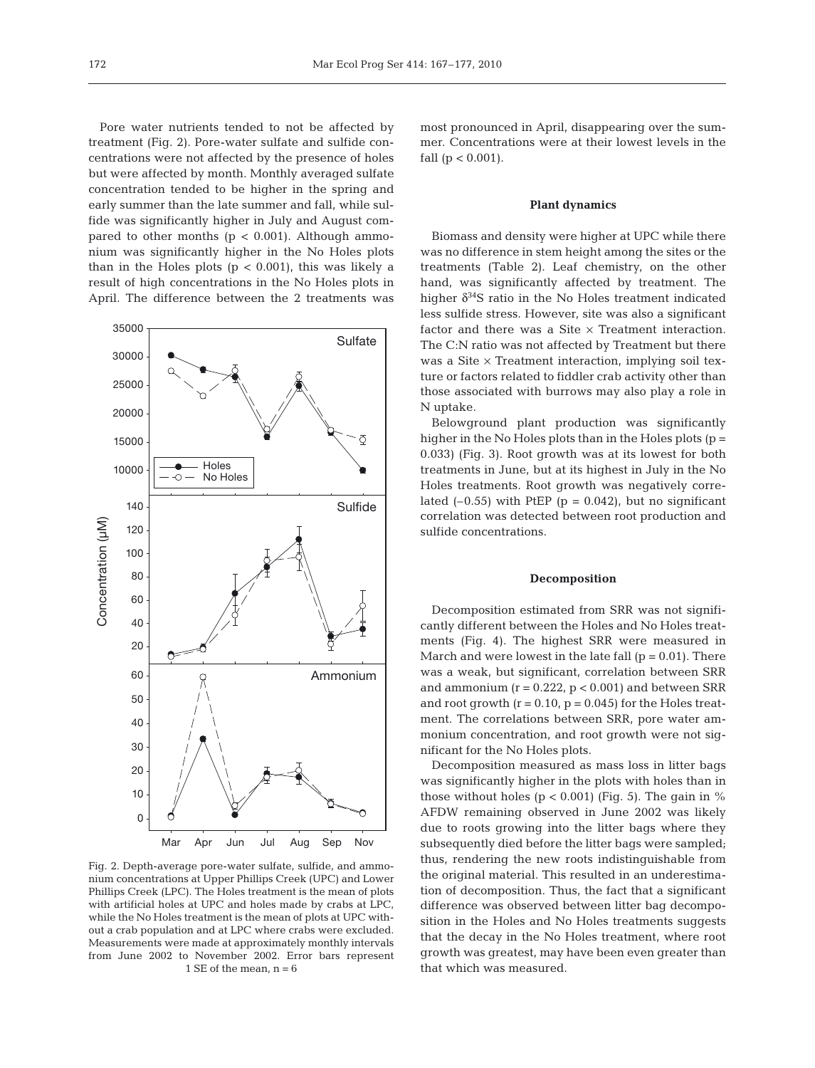Pore water nutrients tended to not be affected by treatment (Fig. 2). Pore-water sulfate and sulfide concentrations were not affected by the presence of holes but were affected by month. Monthly averaged sulfate concentration tended to be higher in the spring and early summer than the late summer and fall, while sulfide was significantly higher in July and August compared to other months ($p < 0.001$). Although ammonium was significantly higher in the No Holes plots than in the Holes plots ($p < 0.001$), this was likely a result of high concentrations in the No Holes plots in April. The difference between the 2 treatments was most pronounced in April, disappearing over the summer. Concentrations were at their lowest levels in the fall ($p < 0.001$).

Fig. 2. Depth-average pore-water sulfate, sulfide, and ammonium concentrations at Upper Phillips Creek (UPC) and Lower Phillips Creek (LPC). The Holes treatment is the mean of plots with artificial holes at UPC and holes made by crabs at LPC, while the No Holes treatment is the mean of plots at UPC without a crab population and at LPC where crabs were excluded. Measurements were made at approximately monthly intervals from June 2002 to November 2002. Error bars represent 1 SE of the mean, $n = 6$

### Plant dynamics

Biomass and density were higher at UPC while there was no difference in stem height among the sites or the treatments (Table 2). Leaf chemistry, on the other hand, was significantly affected by treatment. The higher $\delta^{34}S$ ratio in the No Holes treatment indicated less sulfide stress. However, site was also a significant factor and there was a Site × Treatment interaction. The C:N ratio was not affected by Treatment but there was a Site × Treatment interaction, implying soil texture or factors related to fiddler crab activity other than those associated with burrows may also play a role in N uptake.

Belowground plant production was significantly higher in the No Holes plots than in the Holes plots ($p = 0.033$) (Fig. 3). Root growth was at its lowest for both treatments in June, but at its highest in July in the No Holes treatments. Root growth was negatively correlated (–0.55) with PtEP ($p = 0.042$), but no significant correlation was detected between root production and sulfide concentrations.

### Decomposition

Decomposition estimated from SRR was not significantly different between the Holes and No Holes treatments (Fig. 4). The highest SRR were measured in March and were lowest in the late fall ($p = 0.01$). There was a weak, but significant, correlation between SRR and ammonium ($r = 0.222$, $p < 0.001$) and between SRR and root growth ($r = 0.10$, $p = 0.045$) for the Holes treatment. The correlations between SRR, pore water ammonium concentration, and root growth were not significant for the No Holes plots.

Decomposition measured as mass loss in litter bags was significantly higher in the plots with holes than in those without holes ($p < 0.001$) (Fig. 5). The gain in % AFDW remaining observed in June 2002 was likely due to roots growing into the litter bags where they subsequently died before the litter bags were sampled; thus, rendering the new roots indistinguishable from the original material. This resulted in an underestimation of decomposition. Thus, the fact that a significant difference was observed between litter bag decomposition in the Holes and No Holes treatments suggests that the decay in the No Holes treatment, where root growth was greatest, may have been even greater than that which was measured.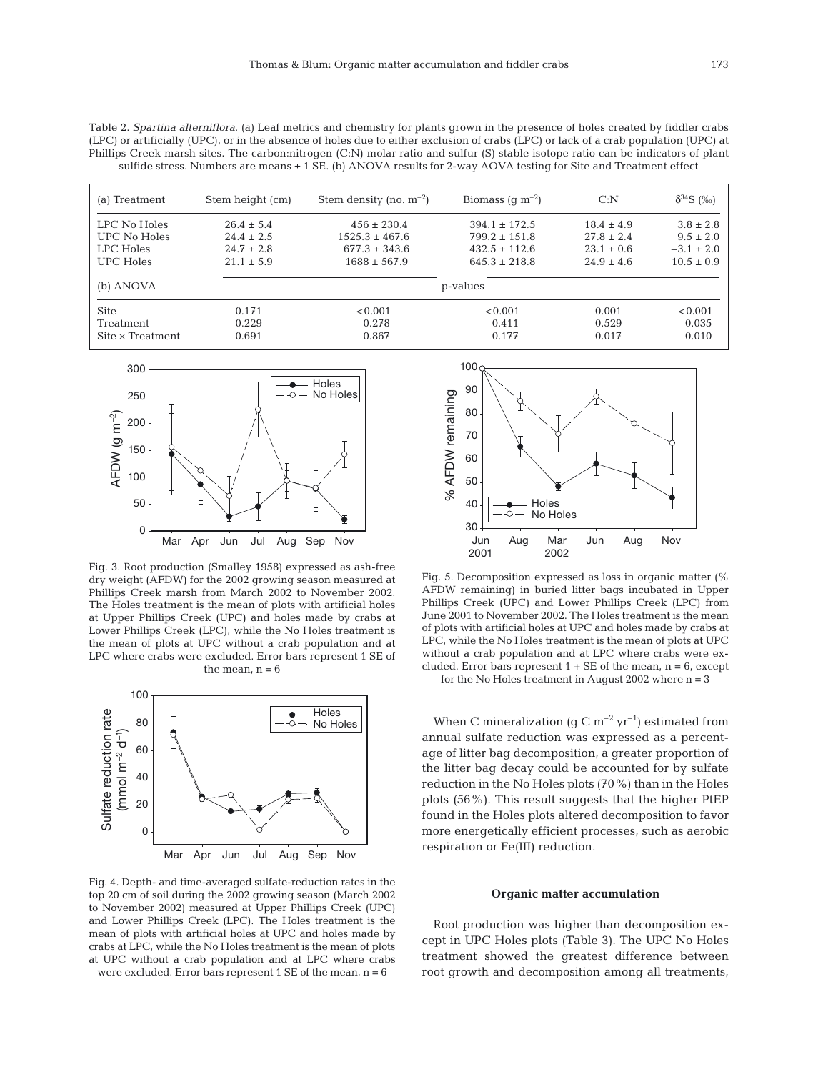Table 2. *Spartina alterniflora*. (a) Leaf metrics and chemistry for plants grown in the presence of holes created by fiddler crabs (LPC) or artificially (UPC), or in the absence of holes due to either exclusion of crabs (LPC) or lack of a crab population (UPC) at Phillips Creek marsh sites. The carbon:nitrogen (C:N) molar ratio and sulfur (S) stable isotope ratio can be indicators of plant sulfide stress. Numbers are means ± 1 SE. (b) ANOVA results for 2-way AOVA testing for Site and Treatment effect

| (a) Treatment | Stem height (cm) | Stem density (no. $m^{-2}$) | Biomass (g $m^{-2}$) | C:N | $\delta^{34}S$ (‰) |
|---|---|---|---|---|---|
| LPC No Holes | 26.4 ± 5.4 | 456 ± 230.4 | 394.1 ± 172.5 | 18.4 ± 4.9 | 3.8 ± 2.8 |
| UPC No Holes | 24.4 ± 2.5 | 1525.3 ± 467.6 | 799.2 ± 151.8 | 27.8 ± 2.4 | 9.5 ± 2.0 |
| LPC Holes | 24.7 ± 2.8 | 677.3 ± 343.6 | 432.5 ± 112.6 | 23.1 ± 0.6 | −3.1 ± 2.0 |
| UPC Holes | 21.1 ± 5.9 | 1688 ± 567.9 | 645.3 ± 218.8 | 24.9 ± 4.6 | 10.5 ± 0.9 |
| (b) ANOVA | | | p-values | | |
| Site | 0.171 | <0.001 | <0.001 | 0.001 | <0.001 |
| Treatment | 0.229 | 0.278 | 0.411 | 0.529 | 0.035 |
| Site × Treatment | 0.691 | 0.867 | 0.177 | 0.017 | 0.010 |

Fig. 3. Root production (Smalley 1958) expressed as ash-free dry weight (AFDW) for the 2002 growing season measured at Phillips Creek marsh from March 2002 to November 2002. The Holes treatment is the mean of plots with artificial holes at Upper Phillips Creek (UPC) and holes made by crabs at Lower Phillips Creek (LPC), while the No Holes treatment is the mean of plots at UPC without a crab population and at LPC where crabs were excluded. Error bars represent 1 SE of the mean, n = 6

Fig. 4. Depth- and time-averaged sulfate-reduction rates in the top 20 cm of soil during the 2002 growing season (March 2002 to November 2002) measured at Upper Phillips Creek (UPC) and Lower Phillips Creek (LPC). The Holes treatment is the mean of plots with artificial holes at UPC and holes made by crabs at LPC, while the No Holes treatment is the mean of plots at UPC without a crab population and at LPC where crabs were excluded. Error bars represent 1 SE of the mean, n = 6

Fig. 5. Decomposition expressed as loss in organic matter (% AFDW remaining) in buried litter bags incubated in Upper Phillips Creek (UPC) and Lower Phillips Creek (LPC) from June 2001 to November 2002. The Holes treatment is the mean of plots with artificial holes at UPC and holes made by crabs at LPC, while the No Holes treatment is the mean of plots at UPC without a crab population and at LPC where crabs were excluded. Error bars represent 1 + SE of the mean, n = 6, except for the No Holes treatment in August 2002 where n = 3

When C mineralization (g C $m^{-2}$ $yr^{-1}$) estimated from annual sulfate reduction was expressed as a percentage of litter bag decomposition, a greater proportion of the litter bag decay could be accounted for by sulfate reduction in the No Holes plots (70%) than in the Holes plots (56%). This result suggests that the higher PtEP found in the Holes plots altered decomposition to favor more energetically efficient processes, such as aerobic respiration or Fe(III) reduction.

### Organic matter accumulation

Root production was higher than decomposition except in UPC Holes plots (Table 3). The UPC No Holes treatment showed the greatest difference between root growth and decomposition among all treatments,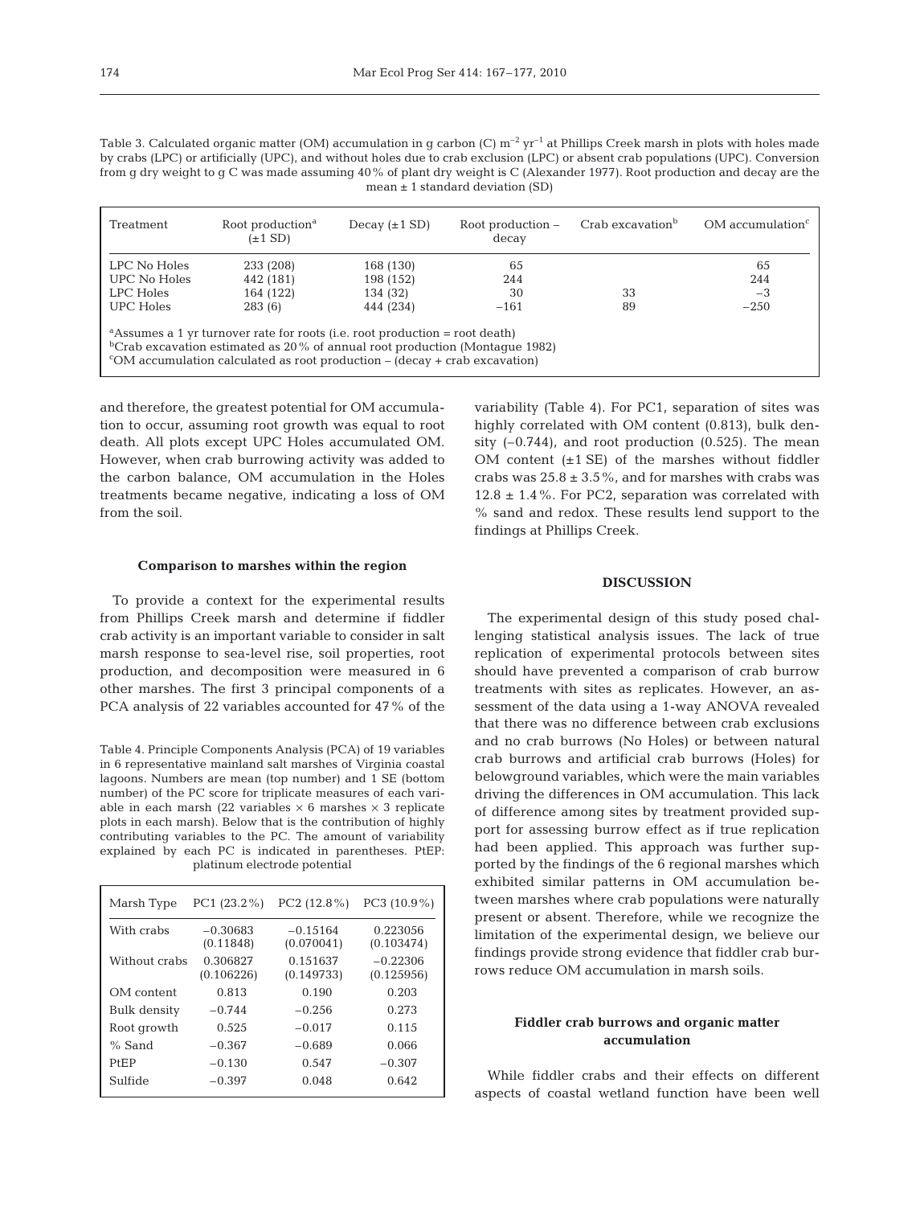Table 3. Calculated organic matter (OM) accumulation in g carbon (C) $m^{-2}$ $yr^{-1}$ at Phillips Creek marsh in plots with holes made by crabs (LPC) or artificially (UPC), and without holes due to crab exclusion (LPC) or absent crab populations (UPC). Conversion from g dry weight to g C was made assuming 40% of plant dry weight is C (Alexander 1977). Root production and decay are the mean ± 1 standard deviation (SD)

| Treatment | Root production[a] (±1 SD) | Decay (±1 SD) | Root production – decay | Crab excavation[b] | OM accumulation[c] |
|---|---|---|---|---|---|
| LPC No Holes | 233 (208) | 168 (130) | 65 | | 65 |
| UPC No Holes | 442 (181) | 198 (152) | 244 | | 244 |
| LPC Holes | 164 (122) | 134 (32) | 30 | 33 | −3 |
| UPC Holes | 283 (6) | 444 (234) | −161 | 89 | −250 |

[a]Assumes a 1 yr turnover rate for roots (i.e. root production = root death)
[b]Crab excavation estimated as 20% of annual root production (Montague 1982)
[c]OM accumulation calculated as root production – (decay + crab excavation)

and therefore, the greatest potential for OM accumulation to occur, assuming root growth was equal to root death. All plots except UPC Holes accumulated OM. However, when crab burrowing activity was added to the carbon balance, OM accumulation in the Holes treatments became negative, indicating a loss of OM from the soil.

### Comparison to marshes within the region

To provide a context for the experimental results from Phillips Creek marsh and determine if fiddler crab activity is an important variable to consider in salt marsh response to sea-level rise, soil properties, root production, and decomposition were measured in 6 other marshes. The first 3 principal components of a PCA analysis of 22 variables accounted for 47% of the variability (Table 4). For PC1, separation of sites was highly correlated with OM content (0.813), bulk density (–0.744), and root production (0.525). The mean OM content (±1 SE) of the marshes without fiddler crabs was 25.8 ± 3.5%, and for marshes with crabs was 12.8 ± 1.4%. For PC2, separation was correlated with % sand and redox. These results lend support to the findings at Phillips Creek.

Table 4. Principle Components Analysis (PCA) of 19 variables in 6 representative mainland salt marshes of Virginia coastal lagoons. Numbers are mean (top number) and 1 SE (bottom number) of the PC score for triplicate measures of each variable in each marsh (22 variables × 6 marshes × 3 replicate plots in each marsh). Below that is the contribution of highly contributing variables to the PC. The amount of variability explained by each PC is indicated in parentheses. PtEP: platinum electrode potential

| Marsh Type | PC1 (23.2%) | PC2 (12.8%) | PC3 (10.9%) |
|---|---|---|---|
| With crabs | −0.30683 (0.11848) | −0.15164 (0.070041) | 0.223056 (0.103474) |
| Without crabs | 0.306827 (0.106226) | 0.151637 (0.149733) | −0.22306 (0.125956) |
| OM content | 0.813 | 0.190 | 0.203 |
| Bulk density | −0.744 | −0.256 | 0.273 |
| Root growth | 0.525 | −0.017 | 0.115 |
| % Sand | −0.367 | −0.689 | 0.066 |
| PtEP | −0.130 | 0.547 | −0.307 |
| Sulfide | −0.397 | 0.048 | 0.642 |

## DISCUSSION

The experimental design of this study posed challenging statistical analysis issues. The lack of true replication of experimental protocols between sites should have prevented a comparison of crab burrow treatments with sites as replicates. However, an assessment of the data using a 1-way ANOVA revealed that there was no difference between crab exclusions and no crab burrows (No Holes) or between natural crab burrows and artificial crab burrows (Holes) for belowground variables, which were the main variables driving the differences in OM accumulation. This lack of difference among sites by treatment provided support for assessing burrow effect as if true replication had been applied. This approach was further supported by the findings of the 6 regional marshes which exhibited similar patterns in OM accumulation between marshes where crab populations were naturally present or absent. Therefore, while we recognize the limitation of the experimental design, we believe our findings provide strong evidence that fiddler crab burrows reduce OM accumulation in marsh soils.

### Fiddler crab burrows and organic matter accumulation

While fiddler crabs and their effects on different aspects of coastal wetland function have been well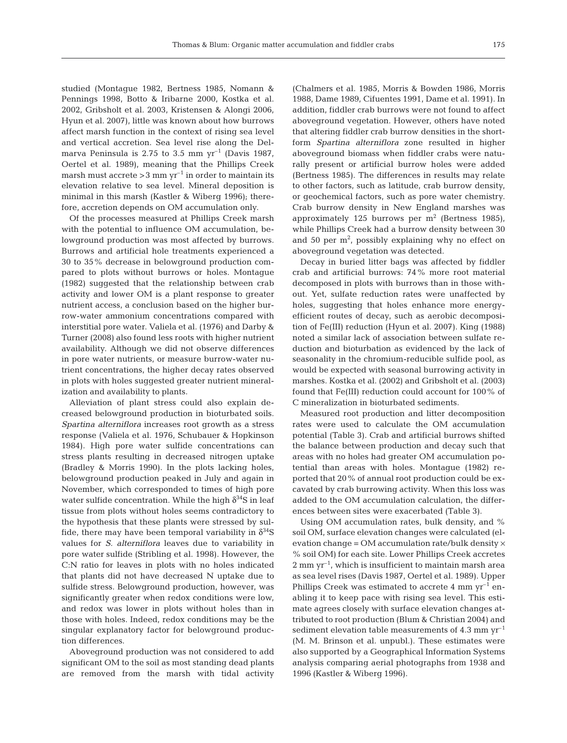studied (Montague 1982, Bertness 1985, Nomann & Pennings 1998, Botto & Iribarne 2000, Kostka et al. 2002, Gribsholt et al. 2003, Kristensen & Alongi 2006, Hyun et al. 2007), little was known about how burrows affect marsh function in the context of rising sea level and vertical accretion. Sea level rise along the Delmarva Peninsula is 2.75 to 3.5 mm $yr^{-1}$ (Davis 1987, Oertel et al. 1989), meaning that the Phillips Creek marsh must accrete >3 mm $yr^{-1}$ in order to maintain its elevation relative to sea level. Mineral deposition is minimal in this marsh (Kastler & Wiberg 1996); therefore, accretion depends on OM accumulation only.

Of the processes measured at Phillips Creek marsh with the potential to influence OM accumulation, belowground production was most affected by burrows. Burrows and artificial hole treatments experienced a 30 to 35% decrease in belowground production compared to plots without burrows or holes. Montague (1982) suggested that the relationship between crab activity and lower OM is a plant response to greater nutrient access, a conclusion based on the higher burrow-water ammonium concentrations compared with interstitial pore water. Valiela et al. (1976) and Darby & Turner (2008) also found less roots with higher nutrient availability. Although we did not observe differences in pore water nutrients, or measure burrow-water nutrient concentrations, the higher decay rates observed in plots with holes suggested greater nutrient mineralization and availability to plants.

Alleviation of plant stress could also explain decreased belowground production in bioturbated soils. *Spartina alterniflora* increases root growth as a stress response (Valiela et al. 1976, Schubauer & Hopkinson 1984). High pore water sulfide concentrations can stress plants resulting in decreased nitrogen uptake (Bradley & Morris 1990). In the plots lacking holes, belowground production peaked in July and again in November, which corresponded to times of high pore water sulfide concentration. While the high $\delta^{34}S$ in leaf tissue from plots without holes seems contradictory to the hypothesis that these plants were stressed by sulfide, there may have been temporal variability in $\delta^{34}S$ values for *S. alterniflora* leaves due to variability in pore water sulfide (Stribling et al. 1998). However, the C:N ratio for leaves in plots with no holes indicated that plants did not have decreased N uptake due to sulfide stress. Belowground production, however, was significantly greater when redox conditions were low, and redox was lower in plots without holes than in those with holes. Indeed, redox conditions may be the singular explanatory factor for belowground production differences.

Aboveground production was not considered to add significant OM to the soil as most standing dead plants are removed from the marsh with tidal activity (Chalmers et al. 1985, Morris & Bowden 1986, Morris 1988, Dame 1989, Cifuentes 1991, Dame et al. 1991). In addition, fiddler crab burrows were not found to affect aboveground vegetation. However, others have noted that altering fiddler crab burrow densities in the short-form *Spartina alterniflora* zone resulted in higher aboveground biomass when fiddler crabs were naturally present or artificial burrow holes were added (Bertness 1985). The differences in results may relate to other factors, such as latitude, crab burrow density, or geochemical factors, such as pore water chemistry. Crab burrow density in New England marshes was approximately 125 burrows per $m^2$ (Bertness 1985), while Phillips Creek had a burrow density between 30 and 50 per $m^2$, possibly explaining why no effect on aboveground vegetation was detected.

Decay in buried litter bags was affected by fiddler crab and artificial burrows: 74% more root material decomposed in plots with burrows than in those without. Yet, sulfate reduction rates were unaffected by holes, suggesting that holes enhance more energy-efficient routes of decay, such as aerobic decomposition of Fe(III) reduction (Hyun et al. 2007). King (1988) noted a similar lack of association between sulfate reduction and bioturbation as evidenced by the lack of seasonality in the chromium-reducible sulfide pool, as would be expected with seasonal burrowing activity in marshes. Kostka et al. (2002) and Gribsholt et al. (2003) found that Fe(III) reduction could account for 100% of C mineralization in bioturbated sediments.

Measured root production and litter decomposition rates were used to calculate the OM accumulation potential (Table 3). Crab and artificial burrows shifted the balance between production and decay such that areas with no holes had greater OM accumulation potential than areas with holes. Montague (1982) reported that 20% of annual root production could be excavated by crab burrowing activity. When this loss was added to the OM accumulation calculation, the differences between sites were exacerbated (Table 3).

Using OM accumulation rates, bulk density, and % soil OM, surface elevation changes were calculated (elevation change = OM accumulation rate/bulk density × % soil OM) for each site. Lower Phillips Creek accretes 2 mm $yr^{-1}$, which is insufficient to maintain marsh area as sea level rises (Davis 1987, Oertel et al. 1989). Upper Phillips Creek was estimated to accrete 4 mm $yr^{-1}$ enabling it to keep pace with rising sea level. This estimate agrees closely with surface elevation changes attributed to root production (Blum & Christian 2004) and sediment elevation table measurements of 4.3 mm $yr^{-1}$ (M. M. Brinson et al. unpubl.). These estimates were also supported by a Geographical Information Systems analysis comparing aerial photographs from 1938 and 1996 (Kastler & Wiberg 1996).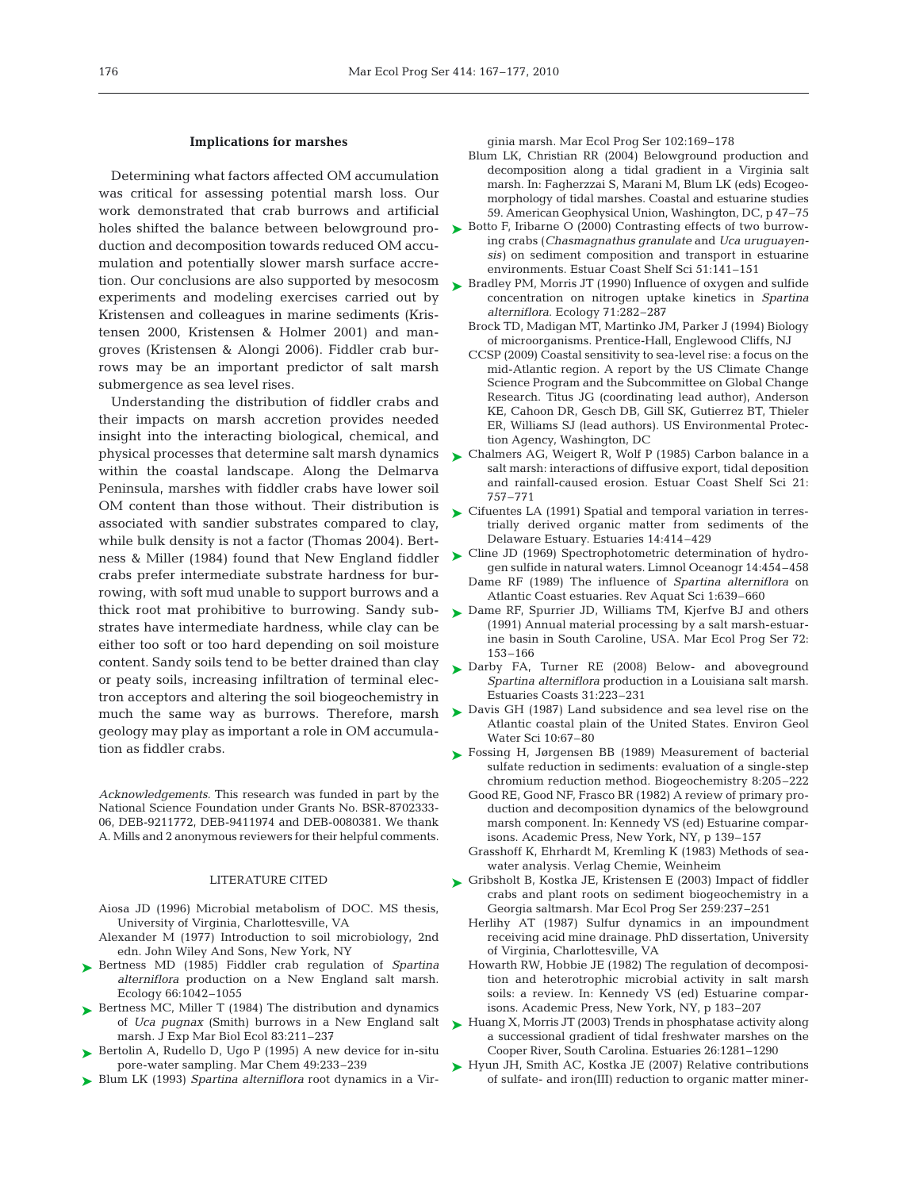### Implications for marshes

Determining what factors affected OM accumulation was critical for assessing potential marsh loss. Our work demonstrated that crab burrows and artificial holes shifted the balance between belowground production and decomposition towards reduced OM accumulation and potentially slower marsh surface accretion. Our conclusions are also supported by mesocosm experiments and modeling exercises carried out by Kristensen and colleagues in marine sediments (Kristensen 2000, Kristensen & Holmer 2001) and mangroves (Kristensen & Alongi 2006). Fiddler crab burrows may be an important predictor of salt marsh submergence as sea level rises.

Understanding the distribution of fiddler crabs and their impacts on marsh accretion provides needed insight into the interacting biological, chemical, and physical processes that determine salt marsh dynamics within the coastal landscape. Along the Delmarva Peninsula, marshes with fiddler crabs have lower soil OM content than those without. Their distribution is associated with sandier substrates compared to clay, while bulk density is not a factor (Thomas 2004). Bertness & Miller (1984) found that New England fiddler crabs prefer intermediate substrate hardness for burrowing, with soft mud unable to support burrows and a thick root mat prohibitive to burrowing. Sandy substrates have intermediate hardness, while clay can be either too soft or too hard depending on soil moisture content. Sandy soils tend to be better drained than clay or peaty soils, increasing infiltration of terminal electron acceptors and altering the soil biogeochemistry in much the same way as burrows. Therefore, marsh geology may play as important a role in OM accumulation as fiddler crabs.

*Acknowledgements.* This research was funded in part by the National Science Foundation under Grants No. BSR-8702333-06, DEB-9211772, DEB-9411974 and DEB-0080381. We thank A. Mills and 2 anonymous reviewers for their helpful comments.

### LITERATURE CITED

- Aiosa JD (1996) Microbial metabolism of DOC. MS thesis, University of Virginia, Charlottesville, VA
- Alexander M (1977) Introduction to soil microbiology, 2nd edn. John Wiley And Sons, New York, NY
- Bertness MD (1985) Fiddler crab regulation of *Spartina alterniflora* production on a New England salt marsh. Ecology 66:1042–1055
- Bertness MC, Miller T (1984) The distribution and dynamics of *Uca pugnax* (Smith) burrows in a New England salt marsh. J Exp Mar Biol Ecol 83:211–237
- Bertolin A, Rudello D, Ugo P (1995) A new device for in-situ pore-water sampling. Mar Chem 49:233–239
- Blum LK (1993) *Spartina alterniflora* root dynamics in a Virginia marsh. Mar Ecol Prog Ser 102:169–178
- Blum LK, Christian RR (2004) Belowground production and decomposition along a tidal gradient in a Virginia salt marsh. In: Fagherzzai S, Marani M, Blum LK (eds) Ecogeomorphology of tidal marshes. Coastal and estuarine studies 59. American Geophysical Union, Washington, DC, p 47–75
- Botto F, Iribarne O (2000) Contrasting effects of two burrowing crabs (*Chasmagnathus granulate* and *Uca uruguayensis*) on sediment composition and transport in estuarine environments. Estuar Coast Shelf Sci 51:141–151
- Bradley PM, Morris JT (1990) Influence of oxygen and sulfide concentration on nitrogen uptake kinetics in *Spartina alterniflora*. Ecology 71:282–287
- Brock TD, Madigan MT, Martinko JM, Parker J (1994) Biology of microorganisms. Prentice-Hall, Englewood Cliffs, NJ
- CCSP (2009) Coastal sensitivity to sea-level rise: a focus on the mid-Atlantic region. A report by the US Climate Change Science Program and the Subcommittee on Global Change Research. Titus JG (coordinating lead author), Anderson KE, Cahoon DR, Gesch DB, Gill SK, Gutierrez BT, Thieler ER, Williams SJ (lead authors). US Environmental Protection Agency, Washington, DC
- Chalmers AG, Weigert R, Wolf P (1985) Carbon balance in a salt marsh: interactions of diffusive export, tidal deposition and rainfall-caused erosion. Estuar Coast Shelf Sci 21: 757–771
- Cifuentes LA (1991) Spatial and temporal variation in terrestrially derived organic matter from sediments of the Delaware Estuary. Estuaries 14:414–429
- Cline JD (1969) Spectrophotometric determination of hydrogen sulfide in natural waters. Limnol Oceanogr 14:454–458
- Dame RF (1989) The influence of *Spartina alterniflora* on Atlantic Coast estuaries. Rev Aquat Sci 1:639–660
- Dame RF, Spurrier JD, Williams TM, Kjerfve BJ and others (1991) Annual material processing by a salt marsh-estuarine basin in South Caroline, USA. Mar Ecol Prog Ser 72: 153–166
- Darby FA, Turner RE (2008) Below- and aboveground *Spartina alterniflora* production in a Louisiana salt marsh. Estuaries Coasts 31:223–231
- Davis GH (1987) Land subsidence and sea level rise on the Atlantic coastal plain of the United States. Environ Geol Water Sci 10:67–80
- Fossing H, Jørgensen BB (1989) Measurement of bacterial sulfate reduction in sediments: evaluation of a single-step chromium reduction method. Biogeochemistry 8:205–222
- Good RE, Good NF, Frasco BR (1982) A review of primary production and decomposition dynamics of the belowground marsh component. In: Kennedy VS (ed) Estuarine comparisons. Academic Press, New York, NY, p 139–157
- Grasshoff K, Ehrhardt M, Kremling K (1983) Methods of seawater analysis. Verlag Chemie, Weinheim
- Gribsholt B, Kostka JE, Kristensen E (2003) Impact of fiddler crabs and plant roots on sediment biogeochemistry in a Georgia saltmarsh. Mar Ecol Prog Ser 259:237–251
- Herlihy AT (1987) Sulfur dynamics in an impoundment receiving acid mine drainage. PhD dissertation, University of Virginia, Charlottesville, VA
- Howarth RW, Hobbie JE (1982) The regulation of decomposition and heterotrophic microbial activity in salt marsh soils: a review. In: Kennedy VS (ed) Estuarine comparisons. Academic Press, New York, NY, p 183–207
- Huang X, Morris JT (2003) Trends in phosphatase activity along a successional gradient of tidal freshwater marshes on the Cooper River, South Carolina. Estuaries 26:1281–1290
- Hyun JH, Smith AC, Kostka JE (2007) Relative contributions of sulfate- and iron(III) reduction to organic matter miner-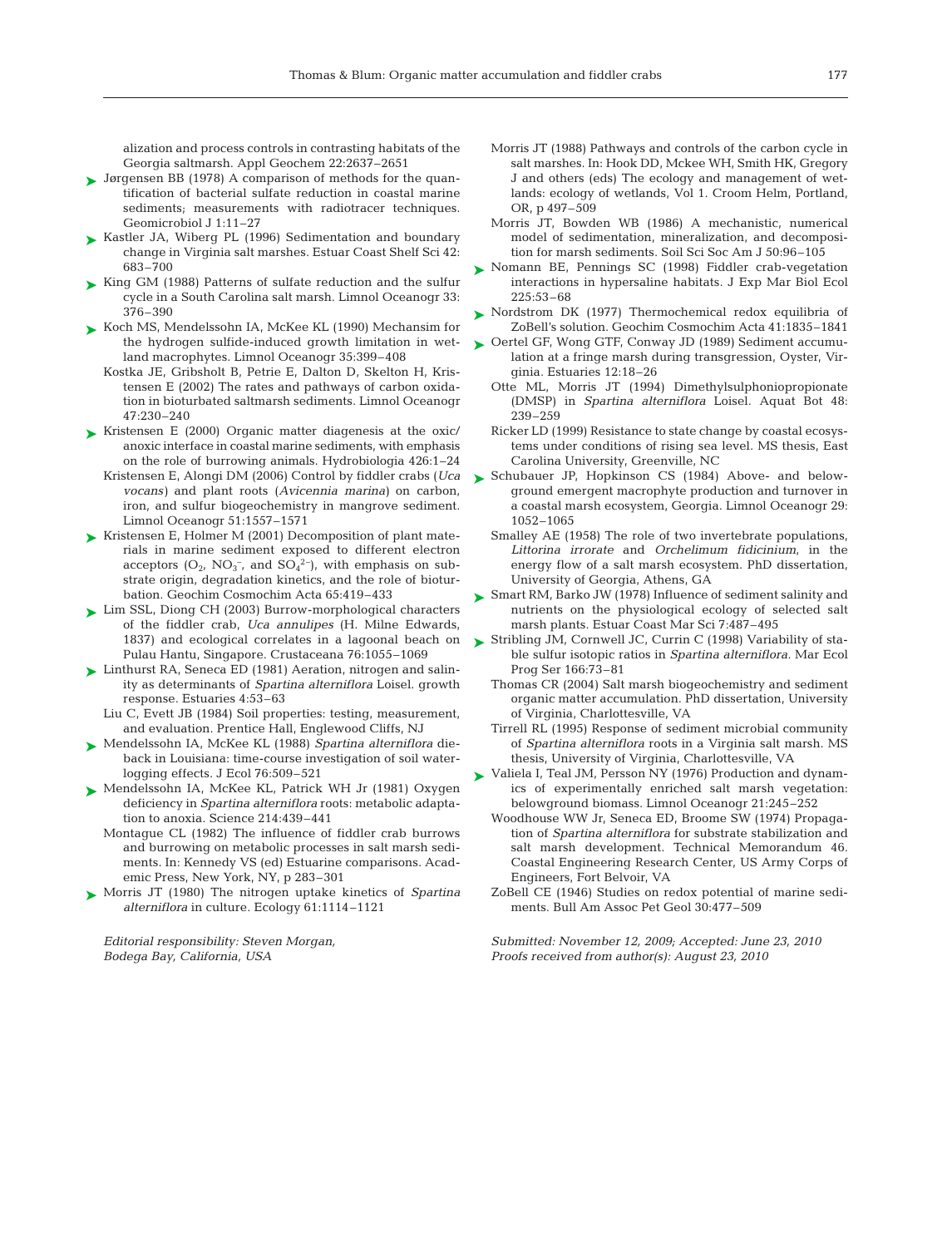alization and process controls in contrasting habitats of the Georgia saltmarsh. Appl Geochem 22:2637–2651

Jørgensen BB (1978) A comparison of methods for the quantification of bacterial sulfate reduction in coastal marine sediments; measurements with radiotracer techniques. Geomicrobiol J 1:11–27

Kastler JA, Wiberg PL (1996) Sedimentation and boundary change in Virginia salt marshes. Estuar Coast Shelf Sci 42: 683–700

King GM (1988) Patterns of sulfate reduction and the sulfur cycle in a South Carolina salt marsh. Limnol Oceanogr 33: 376–390

Koch MS, Mendelssohn IA, McKee KL (1990) Mechansim for the hydrogen sulfide-induced growth limitation in wetland macrophytes. Limnol Oceanogr 35:399–408

Kostka JE, Gribsholt B, Petrie E, Dalton D, Skelton H, Kristensen E (2002) The rates and pathways of carbon oxidation in bioturbated saltmarsh sediments. Limnol Oceanogr 47:230–240

Kristensen E (2000) Organic matter diagenesis at the oxic/anoxic interface in coastal marine sediments, with emphasis on the role of burrowing animals. Hydrobiologia 426:1–24

Kristensen E, Alongi DM (2006) Control by fiddler crabs (*Uca vocans*) and plant roots (*Avicennia marina*) on carbon, iron, and sulfur biogeochemistry in mangrove sediment. Limnol Oceanogr 51:1557–1571

Kristensen E, Holmer M (2001) Decomposition of plant materials in marine sediment exposed to different electron acceptors ($O_2$, $NO_3^-$, and $SO_4^{2-}$), with emphasis on substrate origin, degradation kinetics, and the role of bioturbation. Geochim Cosmochim Acta 65:419–433

Lim SSL, Diong CH (2003) Burrow-morphological characters of the fiddler crab, *Uca annulipes* (H. Milne Edwards, 1837) and ecological correlates in a lagoonal beach on Pulau Hantu, Singapore. Crustaceana 76:1055–1069

Linthurst RA, Seneca ED (1981) Aeration, nitrogen and salinity as determinants of *Spartina alterniflora* Loisel. growth response. Estuaries 4:53–63

Liu C, Evett JB (1984) Soil properties: testing, measurement, and evaluation. Prentice Hall, Englewood Cliffs, NJ

Mendelssohn IA, McKee KL (1988) *Spartina alterniflora* dieback in Louisiana: time-course investigation of soil waterlogging effects. J Ecol 76:509–521

Mendelssohn IA, McKee KL, Patrick WH Jr (1981) Oxygen deficiency in *Spartina alterniflora* roots: metabolic adaptation to anoxia. Science 214:439–441

Montague CL (1982) The influence of fiddler crab burrows and burrowing on metabolic processes in salt marsh sediments. In: Kennedy VS (ed) Estuarine comparisons. Academic Press, New York, NY, p 283–301

Morris JT (1980) The nitrogen uptake kinetics of *Spartina alterniflora* in culture. Ecology 61:1114–1121

Morris JT (1988) Pathways and controls of the carbon cycle in salt marshes. In: Hook DD, Mckee WH, Smith HK, Gregory J and others (eds) The ecology and management of wetlands: ecology of wetlands, Vol 1. Croom Helm, Portland, OR, p 497–509

Morris JT, Bowden WB (1986) A mechanistic, numerical model of sedimentation, mineralization, and decomposition for marsh sediments. Soil Sci Soc Am J 50:96–105

Nomann BE, Pennings SC (1998) Fiddler crab-vegetation interactions in hypersaline habitats. J Exp Mar Biol Ecol 225:53–68

Nordstrom DK (1977) Thermochemical redox equilibria of ZoBell's solution. Geochim Cosmochim Acta 41:1835–1841

Oertel GF, Wong GTF, Conway JD (1989) Sediment accumulation at a fringe marsh during transgression, Oyster, Virginia. Estuaries 12:18–26

Otte ML, Morris JT (1994) Dimethylsulphoniopropionate (DMSP) in *Spartina alterniflora* Loisel. Aquat Bot 48: 239–259

Ricker LD (1999) Resistance to state change by coastal ecosystems under conditions of rising sea level. MS thesis, East Carolina University, Greenville, NC

Schubauer JP, Hopkinson CS (1984) Above- and belowground emergent macrophyte production and turnover in a coastal marsh ecosystem, Georgia. Limnol Oceanogr 29: 1052–1065

Smalley AE (1958) The role of two invertebrate populations, *Littorina irrorate* and *Orchelimum fidicinium*, in the energy flow of a salt marsh ecosystem. PhD dissertation, University of Georgia, Athens, GA

Smart RM, Barko JW (1978) Influence of sediment salinity and nutrients on the physiological ecology of selected salt marsh plants. Estuar Coast Mar Sci 7:487–495

Stribling JM, Cornwell JC, Currin C (1998) Variability of stable sulfur isotopic ratios in *Spartina alterniflora.* Mar Ecol Prog Ser 166:73–81

Thomas CR (2004) Salt marsh biogeochemistry and sediment organic matter accumulation. PhD dissertation, University of Virginia, Charlottesville, VA

Tirrell RL (1995) Response of sediment microbial community of *Spartina alterniflora* roots in a Virginia salt marsh. MS thesis, University of Virginia, Charlottesville, VA

Valiela I, Teal JM, Persson NY (1976) Production and dynamics of experimentally enriched salt marsh vegetation: belowground biomass. Limnol Oceanogr 21:245–252

Woodhouse WW Jr, Seneca ED, Broome SW (1974) Propagation of *Spartina alterniflora* for substrate stabilization and salt marsh development. Technical Memorandum 46. Coastal Engineering Research Center, US Army Corps of Engineers, Fort Belvoir, VA

ZoBell CE (1946) Studies on redox potential of marine sediments. Bull Am Assoc Pet Geol 30:477–509

*Editorial responsibility: Steven Morgan, Bodega Bay, California, USA*

*Submitted: November 12, 2009; Accepted: June 23, 2010*
*Proofs received from author(s): August 23, 2010*